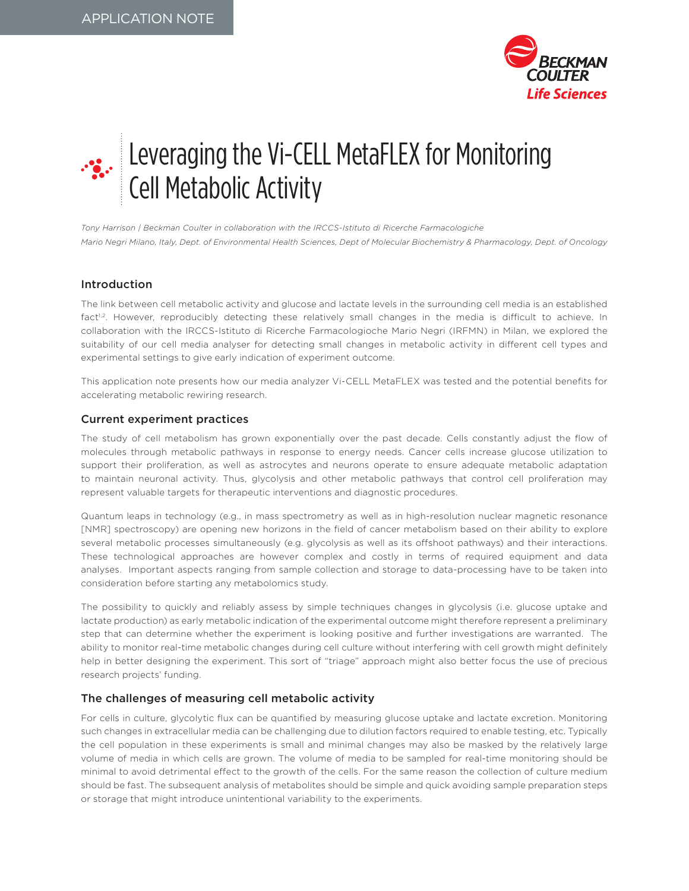APPLICATION NOTE

# Leveraging the Vi-CELL MetaFLEX for Monitoring Cell Metabolic Activity

*Tony Harrison | Beckman Coulter in collaboration with the IRCCS-Istituto di Ricerche Farmacologiche Mario Negri Milano, Italy, Dept. of Environmental Health Sciences, Dept of Molecular Biochemistry & Pharmacology, Dept. of Oncology*

## Introduction

The link between cell metabolic activity and glucose and lactate levels in the surrounding cell media is an established fact[1,2]. However, reproducibly detecting these relatively small changes in the media is difficult to achieve. In collaboration with the IRCCS-Istituto di Ricerche Farmacologioche Mario Negri (IRFMN) in Milan, we explored the suitability of our cell media analyser for detecting small changes in metabolic activity in different cell types and experimental settings to give early indication of experiment outcome.

This application note presents how our media analyzer Vi-CELL MetaFLEX was tested and the potential benefits for accelerating metabolic rewiring research.

### Current experiment practices

The study of cell metabolism has grown exponentially over the past decade. Cells constantly adjust the flow of molecules through metabolic pathways in response to energy needs. Cancer cells increase glucose utilization to support their proliferation, as well as astrocytes and neurons operate to ensure adequate metabolic adaptation to maintain neuronal activity. Thus, glycolysis and other metabolic pathways that control cell proliferation may represent valuable targets for therapeutic interventions and diagnostic procedures.

Quantum leaps in technology (e.g., in mass spectrometry as well as in high-resolution nuclear magnetic resonance [NMR] spectroscopy) are opening new horizons in the field of cancer metabolism based on their ability to explore several metabolic processes simultaneously (e.g. glycolysis as well as its offshoot pathways) and their interactions. These technological approaches are however complex and costly in terms of required equipment and data analyses. Important aspects ranging from sample collection and storage to data-processing have to be taken into consideration before starting any metabolomics study.

The possibility to quickly and reliably assess by simple techniques changes in glycolysis (i.e. glucose uptake and lactate production) as early metabolic indication of the experimental outcome might therefore represent a preliminary step that can determine whether the experiment is looking positive and further investigations are warranted. The ability to monitor real-time metabolic changes during cell culture without interfering with cell growth might definitely help in better designing the experiment. This sort of "triage" approach might also better focus the use of precious research projects' funding.

### The challenges of measuring cell metabolic activity

For cells in culture, glycolytic flux can be quantified by measuring glucose uptake and lactate excretion. Monitoring such changes in extracellular media can be challenging due to dilution factors required to enable testing, etc. Typically the cell population in these experiments is small and minimal changes may also be masked by the relatively large volume of media in which cells are grown. The volume of media to be sampled for real-time monitoring should be minimal to avoid detrimental effect to the growth of the cells. For the same reason the collection of culture medium should be fast. The subsequent analysis of metabolites should be simple and quick avoiding sample preparation steps or storage that might introduce unintentional variability to the experiments.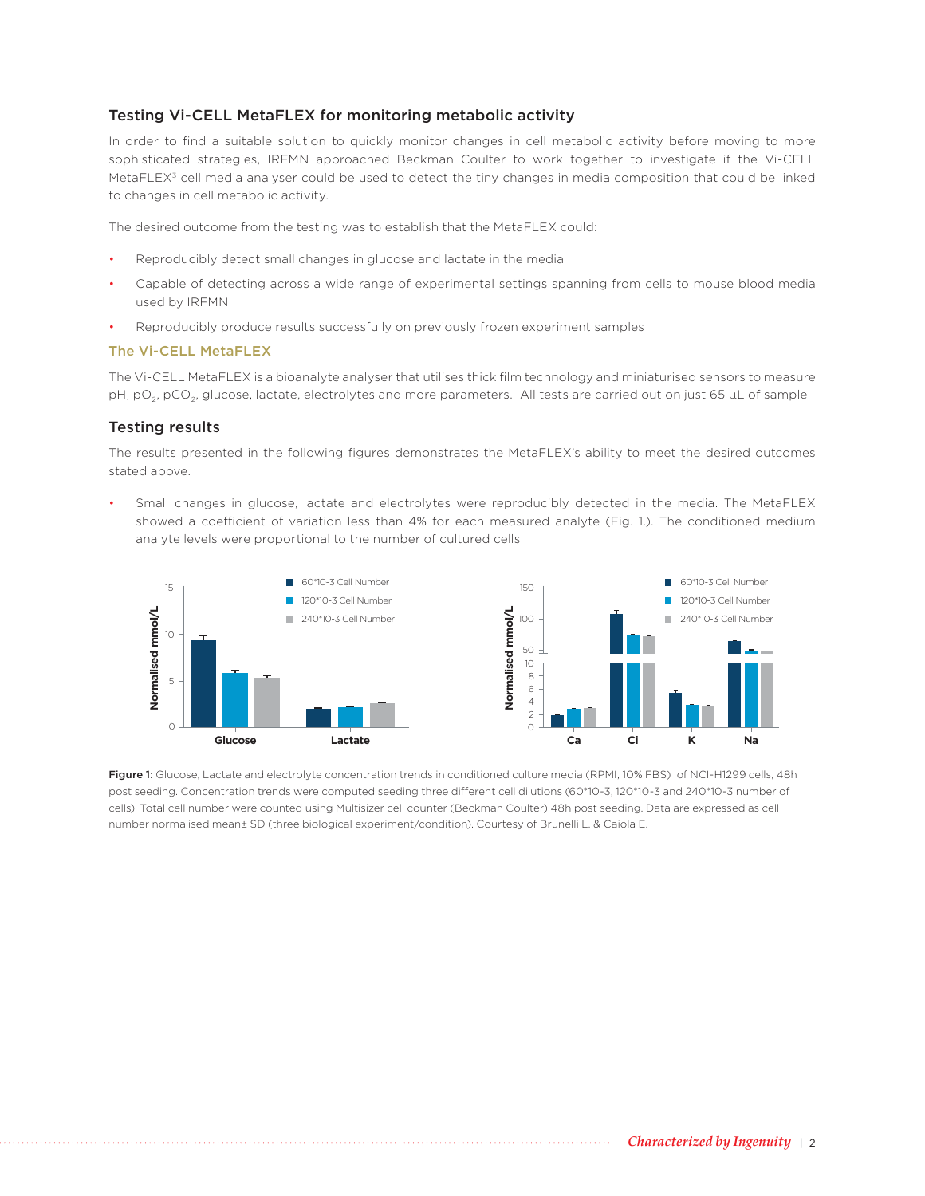## Testing Vi-CELL MetaFLEX for monitoring metabolic activity

In order to find a suitable solution to quickly monitor changes in cell metabolic activity before moving to more sophisticated strategies, IRFMN approached Beckman Coulter to work together to investigate if the Vi-CELL MetaFLEX[3] cell media analyser could be used to detect the tiny changes in media composition that could be linked to changes in cell metabolic activity.

The desired outcome from the testing was to establish that the MetaFLEX could:

- Reproducibly detect small changes in glucose and lactate in the media
- Capable of detecting across a wide range of experimental settings spanning from cells to mouse blood media used by IRFMN
- Reproducibly produce results successfully on previously frozen experiment samples

### The Vi-CELL MetaFLEX

The Vi-CELL MetaFLEX is a bioanalyte analyser that utilises thick film technology and miniaturised sensors to measure pH, $pO_2$, $pCO_2$, glucose, lactate, electrolytes and more parameters. All tests are carried out on just 65 µL of sample.

## Testing results

The results presented in the following figures demonstrates the MetaFLEX's ability to meet the desired outcomes stated above.

- Small changes in glucose, lactate and electrolytes were reproducibly detected in the media. The MetaFLEX showed a coefficient of variation less than 4% for each measured analyte (Fig. 1.). The conditioned medium analyte levels were proportional to the number of cultured cells.

**Figure 1:** Glucose, Lactate and electrolyte concentration trends in conditioned culture media (RPMI, 10% FBS) of NCI-H1299 cells, 48h post seeding. Concentration trends were computed seeding three different cell dilutions (60*10-3, 120*10-3 and 240*10-3 number of cells). Total cell number were counted using Multisizer cell counter (Beckman Coulter) 48h post seeding. Data are expressed as cell number normalised mean± SD (three biological experiment/condition). Courtesy of Brunelli L. & Caiola E.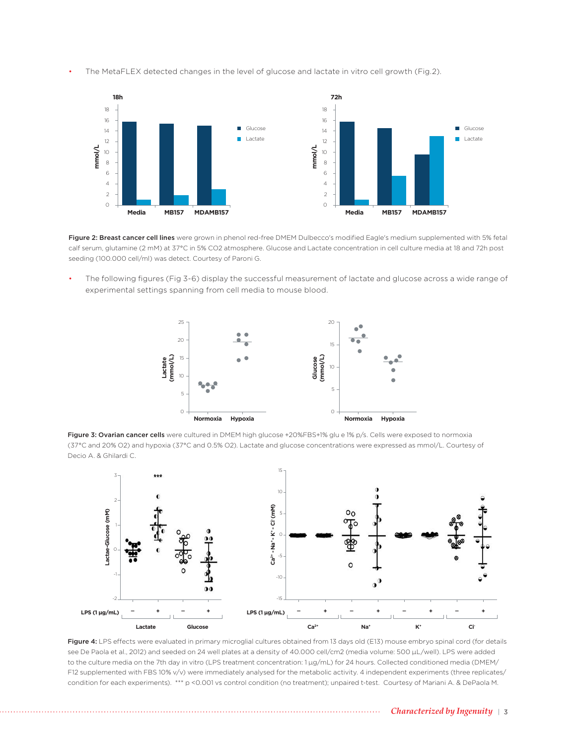- The MetaFLEX detected changes in the level of glucose and lactate in vitro cell growth (Fig.2).

**Figure 2: Breast cancer cell lines** were grown in phenol red-free DMEM Dulbecco's modified Eagle's medium supplemented with 5% fetal calf serum, glutamine (2 mM) at 37°C in 5% CO2 atmosphere. Glucose and Lactate concentration in cell culture media at 18 and 72h post seeding (100.000 cell/ml) was detect. Courtesy of Paroni G.

- The following figures (Fig 3-6) display the successful measurement of lactate and glucose across a wide range of experimental settings spanning from cell media to mouse blood.

**Figure 3: Ovarian cancer cells** were cultured in DMEM high glucose +20%FBS+1% glu e 1% p/s. Cells were exposed to normoxia (37°C and 20% O2) and hypoxia (37°C and 0.5% O2). Lactate and glucose concentrations were expressed as mmol/L. Courtesy of Decio A. & Ghilardi C.

**Figure 4:** LPS effects were evaluated in primary microglial cultures obtained from 13 days old (E13) mouse embryo spinal cord (for details see De Paola et al., 2012) and seeded on 24 well plates at a density of 40.000 cell/cm2 (media volume: 500 µL/well). LPS were added to the culture media on the 7th day in vitro (LPS treatment concentration: 1 µg/mL) for 24 hours. Collected conditioned media (DMEM/F12 supplemented with FBS 10% v/v) were immediately analysed for the metabolic activity. 4 independent experiments (three replicates/condition for each experiments). *** p <0.001 vs control condition (no treatment); unpaired t-test. Courtesy of Mariani A. & DePaola M.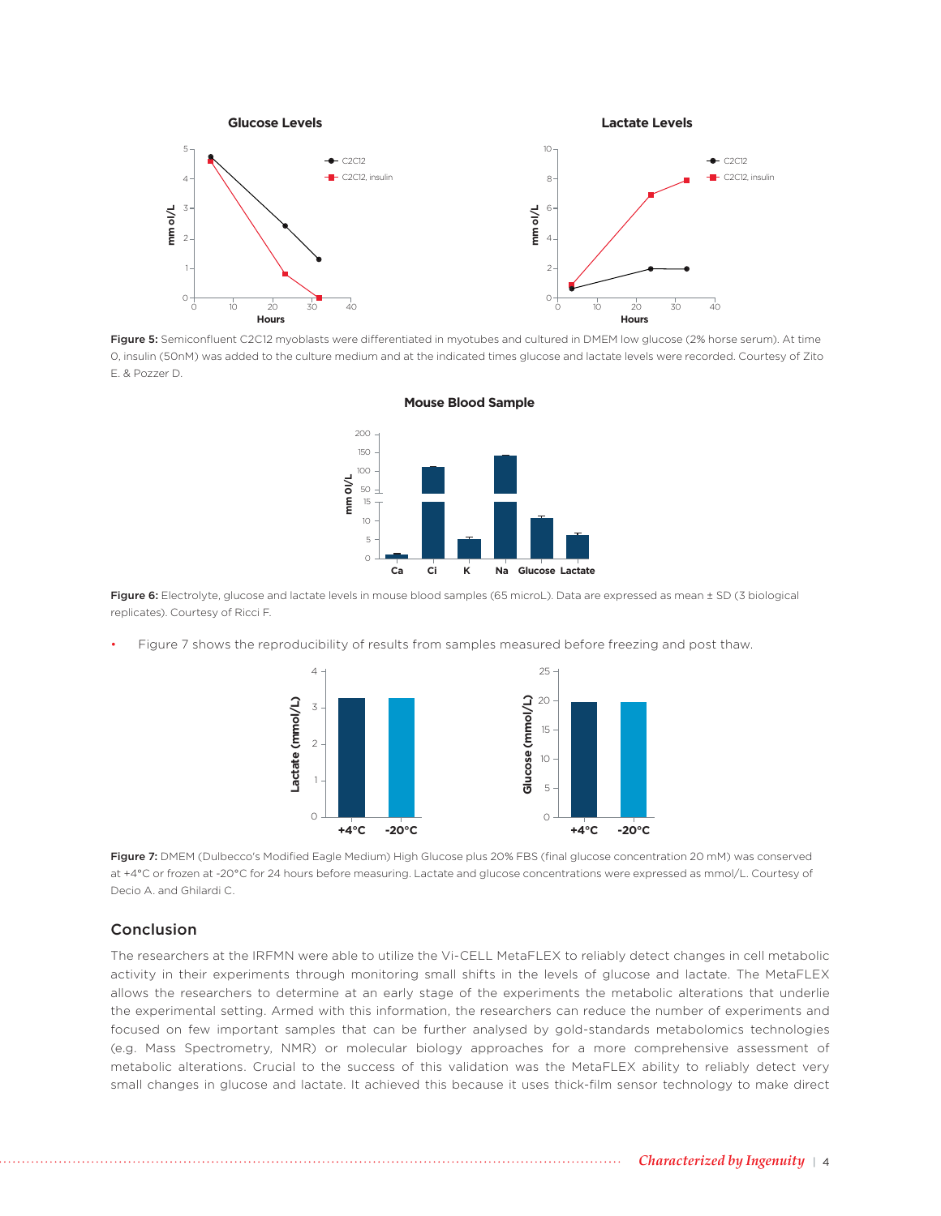**Figure 5:** Semiconfluent C2C12 myoblasts were differentiated in myotubes and cultured in DMEM low glucose (2% horse serum). At time 0, insulin (50nM) was added to the culture medium and at the indicated times glucose and lactate levels were recorded. Courtesy of Zito E. & Pozzer D.

**Figure 6:** Electrolyte, glucose and lactate levels in mouse blood samples (65 microL). Data are expressed as mean ± SD (3 biological replicates). Courtesy of Ricci F.

- Figure 7 shows the reproducibility of results from samples measured before freezing and post thaw.

**Figure 7:** DMEM (Dulbecco's Modified Eagle Medium) High Glucose plus 20% FBS (final glucose concentration 20 mM) was conserved at +4°C or frozen at -20°C for 24 hours before measuring. Lactate and glucose concentrations were expressed as mmol/L. Courtesy of Decio A. and Ghilardi C.

## Conclusion

The researchers at the IRFMN were able to utilize the Vi-CELL MetaFLEX to reliably detect changes in cell metabolic activity in their experiments through monitoring small shifts in the levels of glucose and lactate. The MetaFLEX allows the researchers to determine at an early stage of the experiments the metabolic alterations that underlie the experimental setting. Armed with this information, the researchers can reduce the number of experiments and focused on few important samples that can be further analysed by gold-standards metabolomics technologies (e.g. Mass Spectrometry, NMR) or molecular biology approaches for a more comprehensive assessment of metabolic alterations. Crucial to the success of this validation was the MetaFLEX ability to reliably detect very small changes in glucose and lactate. It achieved this because it uses thick-film sensor technology to make direct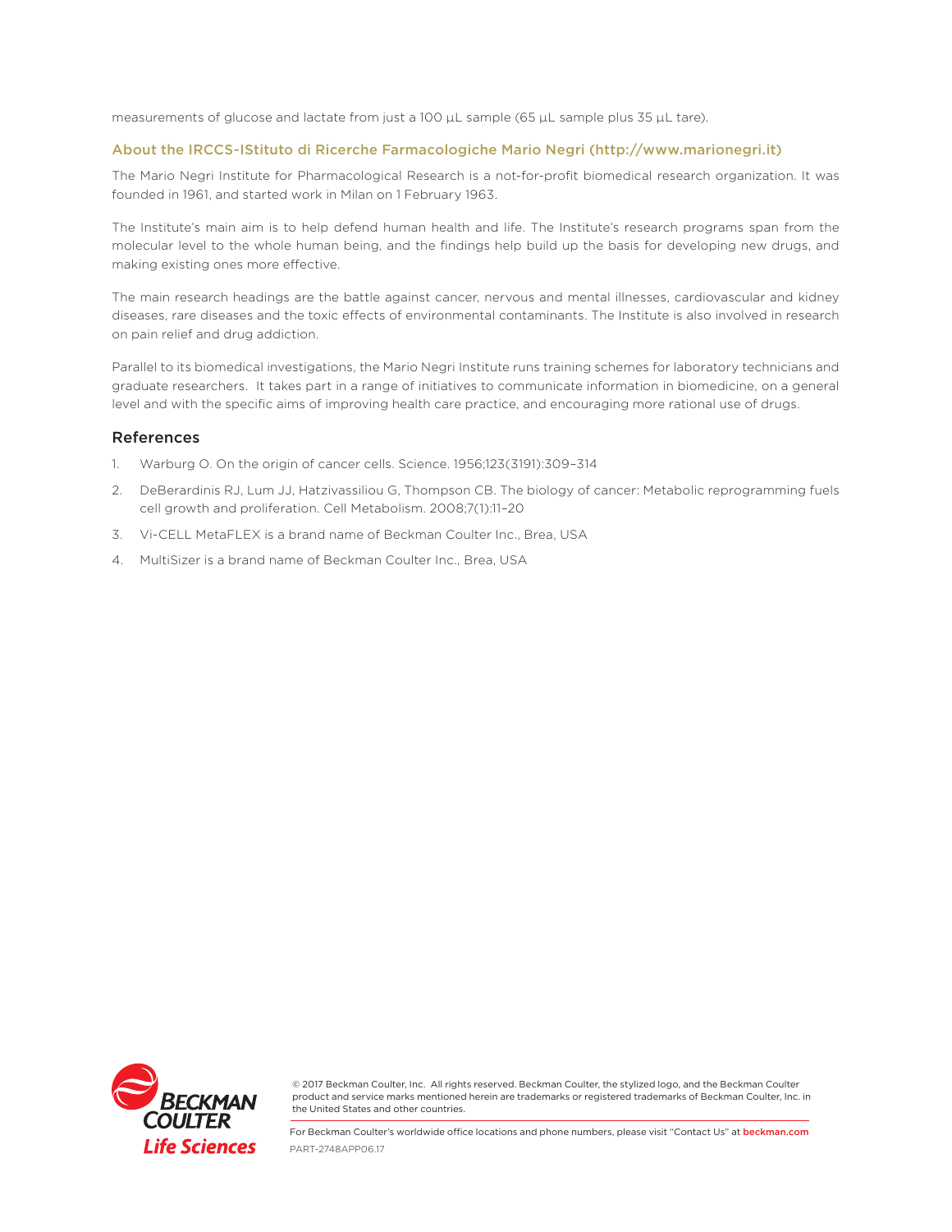measurements of glucose and lactate from just a 100 µL sample (65 µL sample plus 35 µL tare).

### About the IRCCS-IStituto di Ricerche Farmacologiche Mario Negri (http://www.marionegri.it)

The Mario Negri Institute for Pharmacological Research is a not-for-profit biomedical research organization. It was founded in 1961, and started work in Milan on 1 February 1963.

The Institute's main aim is to help defend human health and life. The Institute's research programs span from the molecular level to the whole human being, and the findings help build up the basis for developing new drugs, and making existing ones more effective.

The main research headings are the battle against cancer, nervous and mental illnesses, cardiovascular and kidney diseases, rare diseases and the toxic effects of environmental contaminants. The Institute is also involved in research on pain relief and drug addiction.

Parallel to its biomedical investigations, the Mario Negri Institute runs training schemes for laboratory technicians and graduate researchers. It takes part in a range of initiatives to communicate information in biomedicine, on a general level and with the specific aims of improving health care practice, and encouraging more rational use of drugs.

## References

1. Warburg O. On the origin of cancer cells. Science. 1956;123(3191):309–314
2. DeBerardinis RJ, Lum JJ, Hatzivassiliou G, Thompson CB. The biology of cancer: Metabolic reprogramming fuels cell growth and proliferation. Cell Metabolism. 2008;7(1):11–20
3. Vi-CELL MetaFLEX is a brand name of Beckman Coulter Inc., Brea, USA
4. MultiSizer is a brand name of Beckman Coulter Inc., Brea, USA

BECKMAN COULTER Life Sciences

© 2017 Beckman Coulter, Inc. All rights reserved. Beckman Coulter, the stylized logo, and the Beckman Coulter product and service marks mentioned herein are trademarks or registered trademarks of Beckman Coulter, Inc. in the United States and other countries.

For Beckman Coulter's worldwide office locations and phone numbers, please visit "Contact Us" at **beckman.com**

PART-2748APP06.17